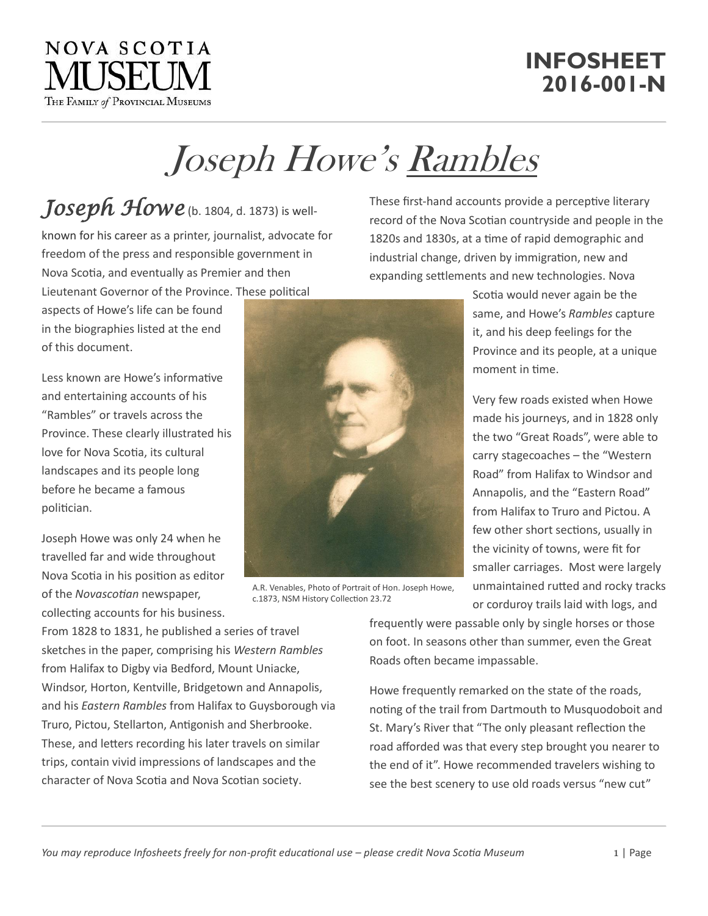NOVA SCOTIA MUSEUM
The Family of Provincial Museums

**INFOSHEET 2016-001-N**

# *Joseph Howe's* Rambles

***Joseph Howe*** (b. 1804, d. 1873) is well-known for his career as a printer, journalist, advocate for freedom of the press and responsible government in Nova Scotia, and eventually as Premier and then Lieutenant Governor of the Province. These political aspects of Howe's life can be found in the biographies listed at the end of this document.

Less known are Howe's informative and entertaining accounts of his "Rambles" or travels across the Province. These clearly illustrated his love for Nova Scotia, its cultural landscapes and its people long before he became a famous politician.

Joseph Howe was only 24 when he travelled far and wide throughout Nova Scotia in his position as editor of the *Novascotian* newspaper, collecting accounts for his business. From 1828 to 1831, he published a series of travel sketches in the paper, comprising his *Western Rambles* from Halifax to Digby via Bedford, Mount Uniacke, Windsor, Horton, Kentville, Bridgetown and Annapolis, and his *Eastern Rambles* from Halifax to Guysborough via Truro, Pictou, Stellarton, Antigonish and Sherbrooke. These, and letters recording his later travels on similar trips, contain vivid impressions of landscapes and the character of Nova Scotia and Nova Scotian society.

A.R. Venables, Photo of Portrait of Hon. Joseph Howe, c.1873, NSM History Collection 23.72

These first-hand accounts provide a perceptive literary record of the Nova Scotian countryside and people in the 1820s and 1830s, at a time of rapid demographic and industrial change, driven by immigration, new and expanding settlements and new technologies. Nova Scotia would never again be the same, and Howe's *Rambles* capture it, and his deep feelings for the Province and its people, at a unique moment in time.

Very few roads existed when Howe made his journeys, and in 1828 only the two "Great Roads", were able to carry stagecoaches – the "Western Road" from Halifax to Windsor and Annapolis, and the "Eastern Road" from Halifax to Truro and Pictou. A few other short sections, usually in the vicinity of towns, were fit for smaller carriages. Most were largely unmaintained rutted and rocky tracks or corduroy trails laid with logs, and frequently were passable only by single horses or those on foot. In seasons other than summer, even the Great Roads often became impassable.

Howe frequently remarked on the state of the roads, noting of the trail from Dartmouth to Musquodoboit and St. Mary's River that "The only pleasant reflection the road afforded was that every step brought you nearer to the end of it". Howe recommended travelers wishing to see the best scenery to use old roads versus "new cut"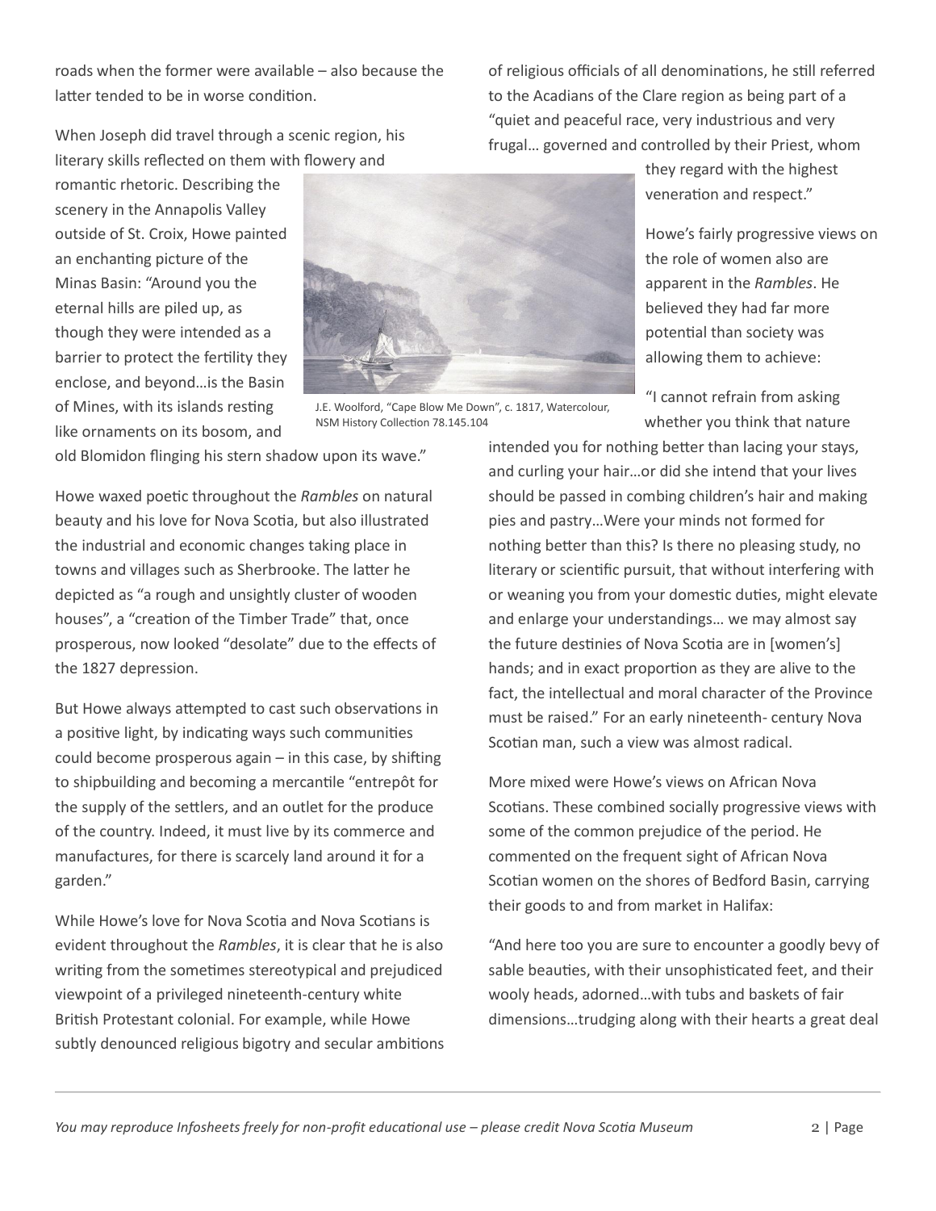roads when the former were available – also because the latter tended to be in worse condition.

When Joseph did travel through a scenic region, his literary skills reflected on them with flowery and romantic rhetoric. Describing the scenery in the Annapolis Valley outside of St. Croix, Howe painted an enchanting picture of the Minas Basin: "Around you the eternal hills are piled up, as though they were intended as a barrier to protect the fertility they enclose, and beyond…is the Basin of Mines, with its islands resting like ornaments on its bosom, and old Blomidon flinging his stern shadow upon its wave."

J.E. Woolford, "Cape Blow Me Down", c. 1817, Watercolour, NSM History Collection 78.145.104

Howe waxed poetic throughout the *Rambles* on natural beauty and his love for Nova Scotia, but also illustrated the industrial and economic changes taking place in towns and villages such as Sherbrooke. The latter he depicted as "a rough and unsightly cluster of wooden houses", a "creation of the Timber Trade" that, once prosperous, now looked "desolate" due to the effects of the 1827 depression.

But Howe always attempted to cast such observations in a positive light, by indicating ways such communities could become prosperous again – in this case, by shifting to shipbuilding and becoming a mercantile "entrepôt for the supply of the settlers, and an outlet for the produce of the country. Indeed, it must live by its commerce and manufactures, for there is scarcely land around it for a garden."

While Howe's love for Nova Scotia and Nova Scotians is evident throughout the *Rambles*, it is clear that he is also writing from the sometimes stereotypical and prejudiced viewpoint of a privileged nineteenth-century white British Protestant colonial. For example, while Howe subtly denounced religious bigotry and secular ambitions of religious officials of all denominations, he still referred to the Acadians of the Clare region as being part of a "quiet and peaceful race, very industrious and very frugal… governed and controlled by their Priest, whom they regard with the highest veneration and respect."

Howe's fairly progressive views on the role of women also are apparent in the *Rambles*. He believed they had far more potential than society was allowing them to achieve:

"I cannot refrain from asking whether you think that nature intended you for nothing better than lacing your stays, and curling your hair…or did she intend that your lives should be passed in combing children's hair and making pies and pastry…Were your minds not formed for nothing better than this? Is there no pleasing study, no literary or scientific pursuit, that without interfering with or weaning you from your domestic duties, might elevate and enlarge your understandings… we may almost say the future destinies of Nova Scotia are in [women's] hands; and in exact proportion as they are alive to the fact, the intellectual and moral character of the Province must be raised." For an early nineteenth- century Nova Scotian man, such a view was almost radical.

More mixed were Howe's views on African Nova Scotians. These combined socially progressive views with some of the common prejudice of the period. He commented on the frequent sight of African Nova Scotian women on the shores of Bedford Basin, carrying their goods to and from market in Halifax:

"And here too you are sure to encounter a goodly bevy of sable beauties, with their unsophisticated feet, and their wooly heads, adorned…with tubs and baskets of fair dimensions…trudging along with their hearts a great deal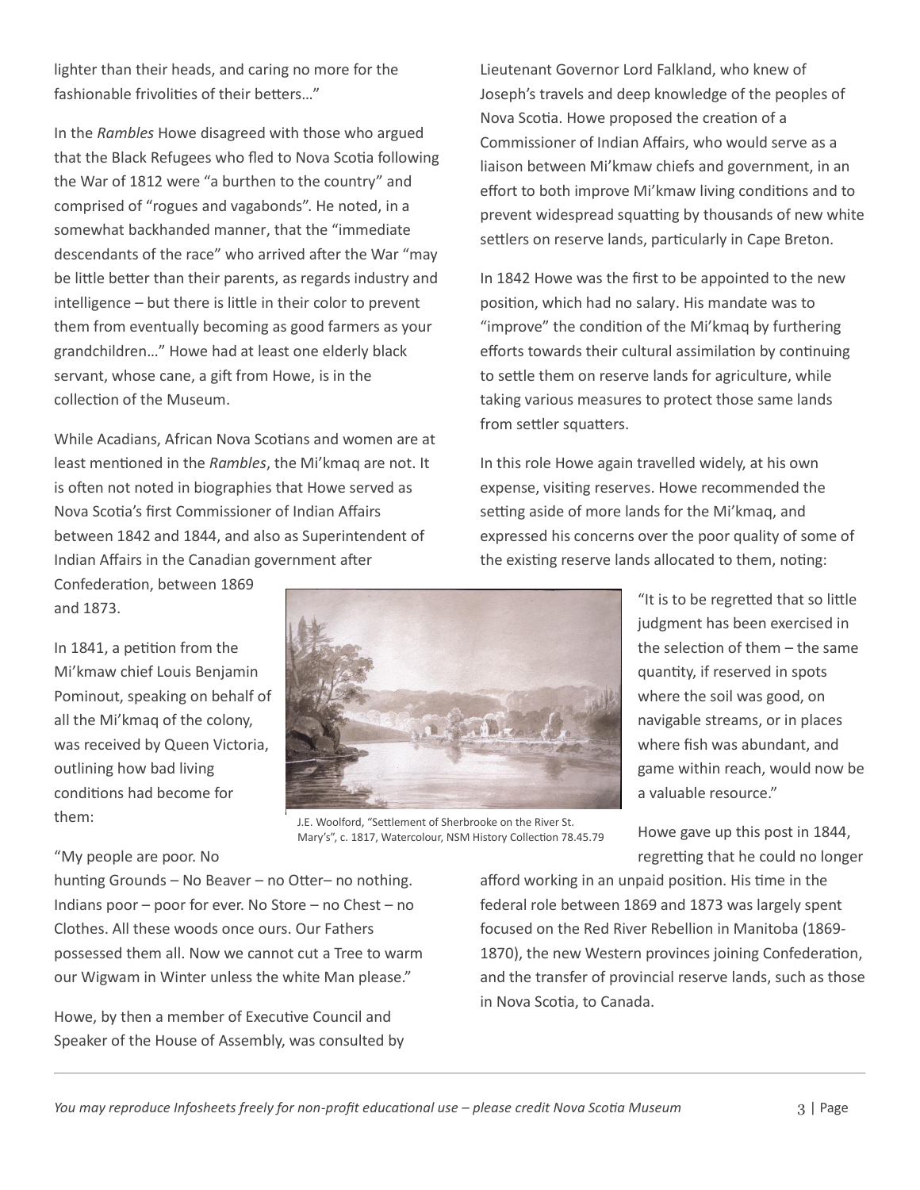lighter than their heads, and caring no more for the fashionable frivolities of their betters…"

In the *Rambles* Howe disagreed with those who argued that the Black Refugees who fled to Nova Scotia following the War of 1812 were "a burthen to the country" and comprised of "rogues and vagabonds". He noted, in a somewhat backhanded manner, that the "immediate descendants of the race" who arrived after the War "may be little better than their parents, as regards industry and intelligence – but there is little in their color to prevent them from eventually becoming as good farmers as your grandchildren…" Howe had at least one elderly black servant, whose cane, a gift from Howe, is in the collection of the Museum.

While Acadians, African Nova Scotians and women are at least mentioned in the *Rambles*, the Mi'kmaq are not. It is often not noted in biographies that Howe served as Nova Scotia's first Commissioner of Indian Affairs between 1842 and 1844, and also as Superintendent of Indian Affairs in the Canadian government after Confederation, between 1869 and 1873.

In 1841, a petition from the Mi'kmaw chief Louis Benjamin Pominout, speaking on behalf of all the Mi'kmaq of the colony, was received by Queen Victoria, outlining how bad living conditions had become for them:

"My people are poor. No hunting Grounds – No Beaver – no Otter– no nothing. Indians poor – poor for ever. No Store – no Chest – no Clothes. All these woods once ours. Our Fathers possessed them all. Now we cannot cut a Tree to warm our Wigwam in Winter unless the white Man please."

Howe, by then a member of Executive Council and Speaker of the House of Assembly, was consulted by Lieutenant Governor Lord Falkland, who knew of Joseph's travels and deep knowledge of the peoples of Nova Scotia. Howe proposed the creation of a Commissioner of Indian Affairs, who would serve as a liaison between Mi'kmaw chiefs and government, in an effort to both improve Mi'kmaw living conditions and to prevent widespread squatting by thousands of new white settlers on reserve lands, particularly in Cape Breton.

In 1842 Howe was the first to be appointed to the new position, which had no salary. His mandate was to "improve" the condition of the Mi'kmaq by furthering efforts towards their cultural assimilation by continuing to settle them on reserve lands for agriculture, while taking various measures to protect those same lands from settler squatters.

In this role Howe again travelled widely, at his own expense, visiting reserves. Howe recommended the setting aside of more lands for the Mi'kmaq, and expressed his concerns over the poor quality of some of the existing reserve lands allocated to them, noting:

"It is to be regretted that so little judgment has been exercised in the selection of them – the same quantity, if reserved in spots where the soil was good, on navigable streams, or in places where fish was abundant, and game within reach, would now be a valuable resource."

J.E. Woolford, "Settlement of Sherbrooke on the River St. Mary's", c. 1817, Watercolour, NSM History Collection 78.45.79

Howe gave up this post in 1844, regretting that he could no longer afford working in an unpaid position. His time in the federal role between 1869 and 1873 was largely spent focused on the Red River Rebellion in Manitoba (1869-1870), the new Western provinces joining Confederation, and the transfer of provincial reserve lands, such as those in Nova Scotia, to Canada.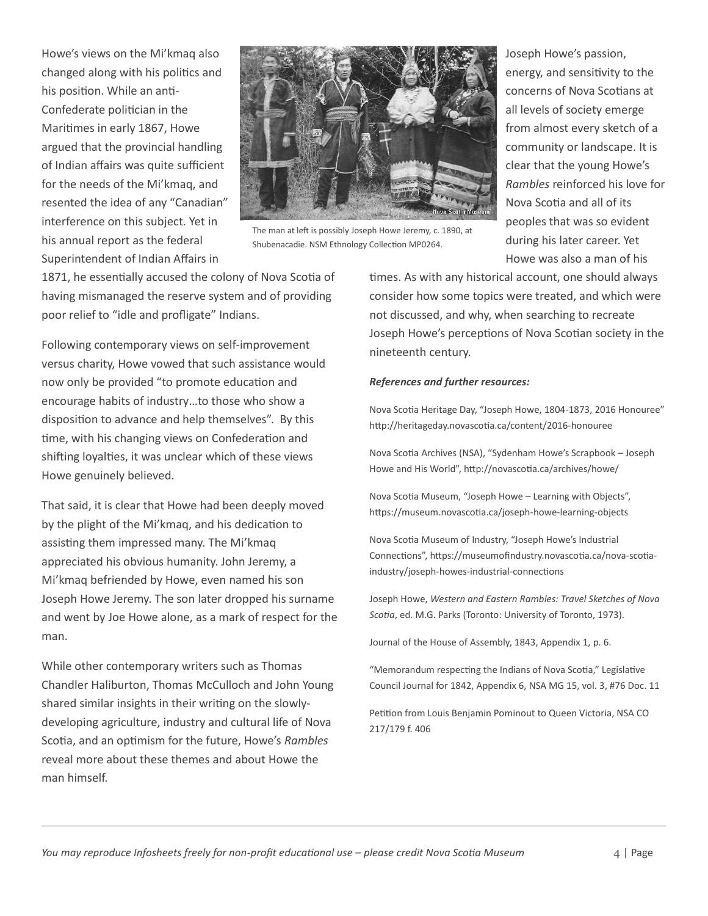Howe's views on the Mi'kmaq also changed along with his politics and his position. While an anti-Confederate politician in the Maritimes in early 1867, Howe argued that the provincial handling of Indian affairs was quite sufficient for the needs of the Mi'kmaq, and resented the idea of any "Canadian" interference on this subject. Yet in his annual report as the federal Superintendent of Indian Affairs in 1871, he essentially accused the colony of Nova Scotia of having mismanaged the reserve system and of providing poor relief to "idle and profligate" Indians.

The man at left is possibly Joseph Howe Jeremy, c. 1890, at Shubenacadie. NSM Ethnology Collection MP0264.

Following contemporary views on self-improvement versus charity, Howe vowed that such assistance would now only be provided "to promote education and encourage habits of industry…to those who show a disposition to advance and help themselves". By this time, with his changing views on Confederation and shifting loyalties, it was unclear which of these views Howe genuinely believed.

That said, it is clear that Howe had been deeply moved by the plight of the Mi'kmaq, and his dedication to assisting them impressed many. The Mi'kmaq appreciated his obvious humanity. John Jeremy, a Mi'kmaq befriended by Howe, even named his son Joseph Howe Jeremy. The son later dropped his surname and went by Joe Howe alone, as a mark of respect for the man.

While other contemporary writers such as Thomas Chandler Haliburton, Thomas McCulloch and John Young shared similar insights in their writing on the slowly-developing agriculture, industry and cultural life of Nova Scotia, and an optimism for the future, Howe's *Rambles* reveal more about these themes and about Howe the man himself.

Joseph Howe's passion, energy, and sensitivity to the concerns of Nova Scotians at all levels of society emerge from almost every sketch of a community or landscape. It is clear that the young Howe's *Rambles* reinforced his love for Nova Scotia and all of its peoples that was so evident during his later career. Yet Howe was also a man of his times. As with any historical account, one should always consider how some topics were treated, and which were not discussed, and why, when searching to recreate Joseph Howe's perceptions of Nova Scotian society in the nineteenth century.

***References and further resources:***

Nova Scotia Heritage Day, "Joseph Howe, 1804-1873, 2016 Honouree" http://heritageday.novascotia.ca/content/2016-honouree

Nova Scotia Archives (NSA), "Sydenham Howe's Scrapbook – Joseph Howe and His World", http://novascotia.ca/archives/howe/

Nova Scotia Museum, "Joseph Howe – Learning with Objects", https://museum.novascotia.ca/joseph-howe-learning-objects

Nova Scotia Museum of Industry, "Joseph Howe's Industrial Connections", https://museumofindustry.novascotia.ca/nova-scotia-industry/joseph-howes-industrial-connections

Joseph Howe, *Western and Eastern Rambles: Travel Sketches of Nova Scotia*, ed. M.G. Parks (Toronto: University of Toronto, 1973).

Journal of the House of Assembly, 1843, Appendix 1, p. 6.

"Memorandum respecting the Indians of Nova Scotia," Legislative Council Journal for 1842, Appendix 6, NSA MG 15, vol. 3, #76 Doc. 11

Petition from Louis Benjamin Pominout to Queen Victoria, NSA CO 217/179 f. 406

*You may reproduce Infosheets freely for non-profit educational use – please credit Nova Scotia Museum*